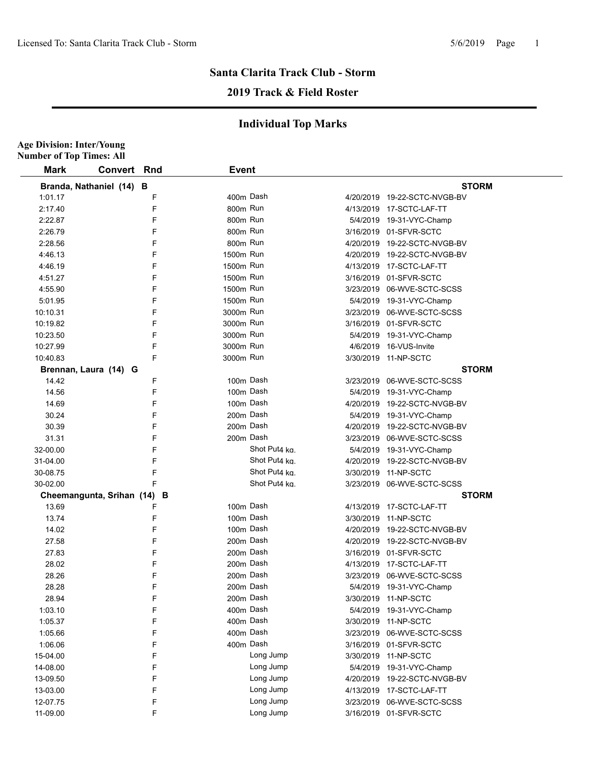# Santa Clarita Track Club - Storm

## 2019 Track & Field Roster

## Individual Top Marks

**Age Division: Inter/Young**
**Number of Top Times: All**

| Mark | Convert | Rnd | Event | Date | Meet |
|---|---|---|---|---|---|
| **Branda, Nathaniel (14) B** | | | | | **STORM** |
| 1:01.17 | | F | 400m Dash | 4/20/2019 | 19-22-SCTC-NVGB-BV |
| 2:17.40 | | F | 800m Run | 4/13/2019 | 17-SCTC-LAF-TT |
| 2:22.87 | | F | 800m Run | 5/4/2019 | 19-31-VYC-Champ |
| 2:26.79 | | F | 800m Run | 3/16/2019 | 01-SFVR-SCTC |
| 2:28.56 | | F | 800m Run | 4/20/2019 | 19-22-SCTC-NVGB-BV |
| 4:46.13 | | F | 1500m Run | 4/20/2019 | 19-22-SCTC-NVGB-BV |
| 4:46.19 | | F | 1500m Run | 4/13/2019 | 17-SCTC-LAF-TT |
| 4:51.27 | | F | 1500m Run | 3/16/2019 | 01-SFVR-SCTC |
| 4:55.90 | | F | 1500m Run | 3/23/2019 | 06-WVE-SCTC-SCSS |
| 5:01.95 | | F | 1500m Run | 5/4/2019 | 19-31-VYC-Champ |
| 10:10.31 | | F | 3000m Run | 3/23/2019 | 06-WVE-SCTC-SCSS |
| 10:19.82 | | F | 3000m Run | 3/16/2019 | 01-SFVR-SCTC |
| 10:23.50 | | F | 3000m Run | 5/4/2019 | 19-31-VYC-Champ |
| 10:27.99 | | F | 3000m Run | 4/6/2019 | 16-VUS-Invite |
| 10:40.83 | | F | 3000m Run | 3/30/2019 | 11-NP-SCTC |
| **Brennan, Laura (14) G** | | | | | **STORM** |
| 14.42 | | F | 100m Dash | 3/23/2019 | 06-WVE-SCTC-SCSS |
| 14.56 | | F | 100m Dash | 5/4/2019 | 19-31-VYC-Champ |
| 14.69 | | F | 100m Dash | 4/20/2019 | 19-22-SCTC-NVGB-BV |
| 30.24 | | F | 200m Dash | 5/4/2019 | 19-31-VYC-Champ |
| 30.39 | | F | 200m Dash | 4/20/2019 | 19-22-SCTC-NVGB-BV |
| 31.31 | | F | 200m Dash | 3/23/2019 | 06-WVE-SCTC-SCSS |
| 32-00.00 | | F | Shot Put4 kg. | 5/4/2019 | 19-31-VYC-Champ |
| 31-04.00 | | F | Shot Put4 kg. | 4/20/2019 | 19-22-SCTC-NVGB-BV |
| 30-08.75 | | F | Shot Put4 kg. | 3/30/2019 | 11-NP-SCTC |
| 30-02.00 | | F | Shot Put4 kg. | 3/23/2019 | 06-WVE-SCTC-SCSS |
| **Cheemangunta, Srihan (14) B** | | | | | **STORM** |
| 13.69 | | F | 100m Dash | 4/13/2019 | 17-SCTC-LAF-TT |
| 13.74 | | F | 100m Dash | 3/30/2019 | 11-NP-SCTC |
| 14.02 | | F | 100m Dash | 4/20/2019 | 19-22-SCTC-NVGB-BV |
| 27.58 | | F | 200m Dash | 4/20/2019 | 19-22-SCTC-NVGB-BV |
| 27.83 | | F | 200m Dash | 3/16/2019 | 01-SFVR-SCTC |
| 28.02 | | F | 200m Dash | 4/13/2019 | 17-SCTC-LAF-TT |
| 28.26 | | F | 200m Dash | 3/23/2019 | 06-WVE-SCTC-SCSS |
| 28.28 | | F | 200m Dash | 5/4/2019 | 19-31-VYC-Champ |
| 28.94 | | F | 200m Dash | 3/30/2019 | 11-NP-SCTC |
| 1:03.10 | | F | 400m Dash | 5/4/2019 | 19-31-VYC-Champ |
| 1:05.37 | | F | 400m Dash | 3/30/2019 | 11-NP-SCTC |
| 1:05.66 | | F | 400m Dash | 3/23/2019 | 06-WVE-SCTC-SCSS |
| 1:06.06 | | F | 400m Dash | 3/16/2019 | 01-SFVR-SCTC |
| 15-04.00 | | F | Long Jump | 3/30/2019 | 11-NP-SCTC |
| 14-08.00 | | F | Long Jump | 5/4/2019 | 19-31-VYC-Champ |
| 13-09.50 | | F | Long Jump | 4/20/2019 | 19-22-SCTC-NVGB-BV |
| 13-03.00 | | F | Long Jump | 4/13/2019 | 17-SCTC-LAF-TT |
| 12-07.75 | | F | Long Jump | 3/23/2019 | 06-WVE-SCTC-SCSS |
| 11-09.00 | | F | Long Jump | 3/16/2019 | 01-SFVR-SCTC |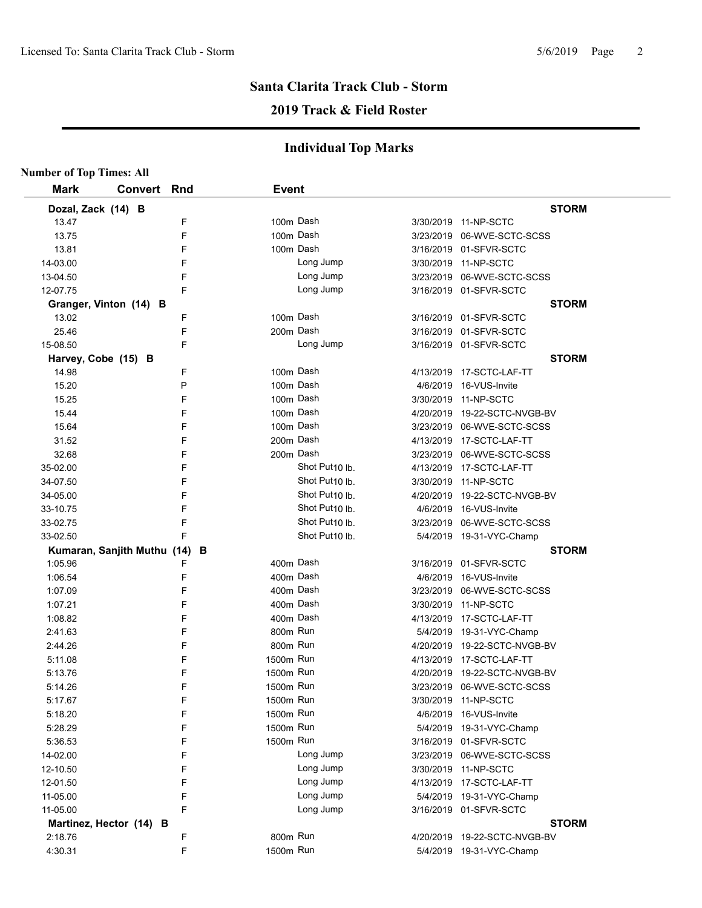## Santa Clarita Track Club - Storm

### 2019 Track & Field Roster

### Individual Top Marks

**Number of Top Times: All**

| Mark | Convert | Rnd | Event | | Date | Meet |
|---|---|---|---|---|---|---|
| **Dozal, Zack (14) B** | | | | | | **STORM** |
| 13.47 | | F | 100m | Dash | 3/30/2019 | 11-NP-SCTC |
| 13.75 | | F | 100m | Dash | 3/23/2019 | 06-WVE-SCTC-SCSS |
| 13.81 | | F | 100m | Dash | 3/16/2019 | 01-SFVR-SCTC |
| 14-03.00 | | F | | Long Jump | 3/30/2019 | 11-NP-SCTC |
| 13-04.50 | | F | | Long Jump | 3/23/2019 | 06-WVE-SCTC-SCSS |
| 12-07.75 | | F | | Long Jump | 3/16/2019 | 01-SFVR-SCTC |
| **Granger, Vinton (14) B** | | | | | | **STORM** |
| 13.02 | | F | 100m | Dash | 3/16/2019 | 01-SFVR-SCTC |
| 25.46 | | F | 200m | Dash | 3/16/2019 | 01-SFVR-SCTC |
| 15-08.50 | | F | | Long Jump | 3/16/2019 | 01-SFVR-SCTC |
| **Harvey, Cobe (15) B** | | | | | | **STORM** |
| 14.98 | | F | 100m | Dash | 4/13/2019 | 17-SCTC-LAF-TT |
| 15.20 | | P | 100m | Dash | 4/6/2019 | 16-VUS-Invite |
| 15.25 | | F | 100m | Dash | 3/30/2019 | 11-NP-SCTC |
| 15.44 | | F | 100m | Dash | 4/20/2019 | 19-22-SCTC-NVGB-BV |
| 15.64 | | F | 100m | Dash | 3/23/2019 | 06-WVE-SCTC-SCSS |
| 31.52 | | F | 200m | Dash | 4/13/2019 | 17-SCTC-LAF-TT |
| 32.68 | | F | 200m | Dash | 3/23/2019 | 06-WVE-SCTC-SCSS |
| 35-02.00 | | F | | Shot Put 10 lb. | 4/13/2019 | 17-SCTC-LAF-TT |
| 34-07.50 | | F | | Shot Put 10 lb. | 3/30/2019 | 11-NP-SCTC |
| 34-05.00 | | F | | Shot Put 10 lb. | 4/20/2019 | 19-22-SCTC-NVGB-BV |
| 33-10.75 | | F | | Shot Put 10 lb. | 4/6/2019 | 16-VUS-Invite |
| 33-02.75 | | F | | Shot Put 10 lb. | 3/23/2019 | 06-WVE-SCTC-SCSS |
| 33-02.50 | | F | | Shot Put 10 lb. | 5/4/2019 | 19-31-VYC-Champ |
| **Kumaran, Sanjith Muthu (14) B** | | | | | | **STORM** |
| 1:05.96 | | F | 400m | Dash | 3/16/2019 | 01-SFVR-SCTC |
| 1:06.54 | | F | 400m | Dash | 4/6/2019 | 16-VUS-Invite |
| 1:07.09 | | F | 400m | Dash | 3/23/2019 | 06-WVE-SCTC-SCSS |
| 1:07.21 | | F | 400m | Dash | 3/30/2019 | 11-NP-SCTC |
| 1:08.82 | | F | 400m | Dash | 4/13/2019 | 17-SCTC-LAF-TT |
| 2:41.63 | | F | 800m | Run | 5/4/2019 | 19-31-VYC-Champ |
| 2:44.26 | | F | 800m | Run | 4/20/2019 | 19-22-SCTC-NVGB-BV |
| 5:11.08 | | F | 1500m | Run | 4/13/2019 | 17-SCTC-LAF-TT |
| 5:13.76 | | F | 1500m | Run | 4/20/2019 | 19-22-SCTC-NVGB-BV |
| 5:14.26 | | F | 1500m | Run | 3/23/2019 | 06-WVE-SCTC-SCSS |
| 5:17.67 | | F | 1500m | Run | 3/30/2019 | 11-NP-SCTC |
| 5:18.20 | | F | 1500m | Run | 4/6/2019 | 16-VUS-Invite |
| 5:28.29 | | F | 1500m | Run | 5/4/2019 | 19-31-VYC-Champ |
| 5:36.53 | | F | 1500m | Run | 3/16/2019 | 01-SFVR-SCTC |
| 14-02.00 | | F | | Long Jump | 3/23/2019 | 06-WVE-SCTC-SCSS |
| 12-10.50 | | F | | Long Jump | 3/30/2019 | 11-NP-SCTC |
| 12-01.50 | | F | | Long Jump | 4/13/2019 | 17-SCTC-LAF-TT |
| 11-05.00 | | F | | Long Jump | 5/4/2019 | 19-31-VYC-Champ |
| 11-05.00 | | F | | Long Jump | 3/16/2019 | 01-SFVR-SCTC |
| **Martinez, Hector (14) B** | | | | | | **STORM** |
| 2:18.76 | | F | 800m | Run | 4/20/2019 | 19-22-SCTC-NVGB-BV |
| 4:30.31 | | F | 1500m | Run | 5/4/2019 | 19-31-VYC-Champ |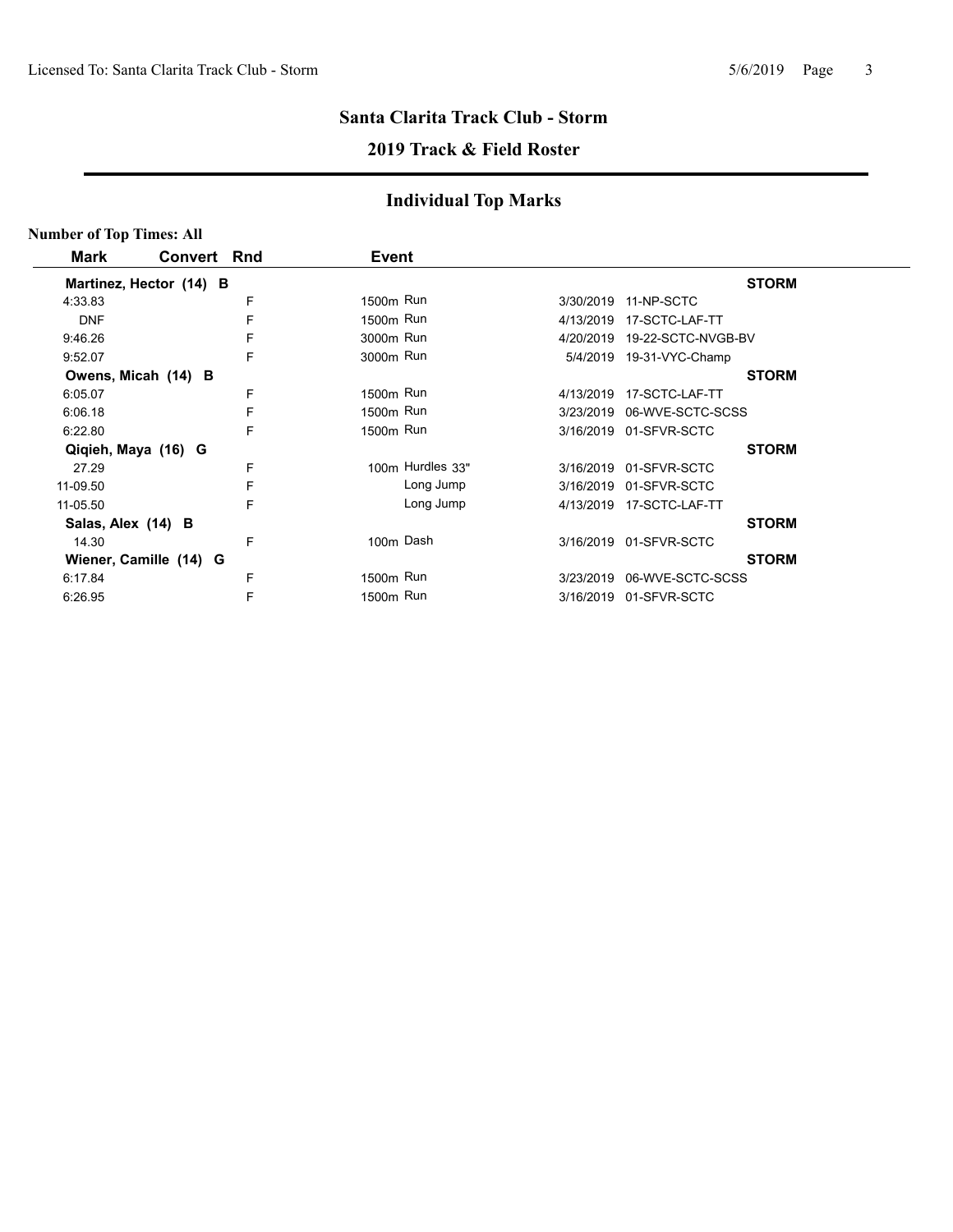## Santa Clarita Track Club - Storm

## 2019 Track & Field Roster

### Individual Top Marks

**Number of Top Times: All**

| Mark | Convert | Rnd | Event | | | |
|---|---|---|---|---|---|---|
| **Martinez, Hector (14) B** | | | | | | **STORM** |
| 4:33.83 | | F | 1500m Run | 3/30/2019 | 11-NP-SCTC | |
| DNF | | F | 1500m Run | 4/13/2019 | 17-SCTC-LAF-TT | |
| 9:46.26 | | F | 3000m Run | 4/20/2019 | 19-22-SCTC-NVGB-BV | |
| 9:52.07 | | F | 3000m Run | 5/4/2019 | 19-31-VYC-Champ | |
| **Owens, Micah (14) B** | | | | | | **STORM** |
| 6:05.07 | | F | 1500m Run | 4/13/2019 | 17-SCTC-LAF-TT | |
| 6:06.18 | | F | 1500m Run | 3/23/2019 | 06-WVE-SCTC-SCSS | |
| 6:22.80 | | F | 1500m Run | 3/16/2019 | 01-SFVR-SCTC | |
| **Qiqieh, Maya (16) G** | | | | | | **STORM** |
| 27.29 | | F | 100m Hurdles 33" | 3/16/2019 | 01-SFVR-SCTC | |
| 11-09.50 | | F | Long Jump | 3/16/2019 | 01-SFVR-SCTC | |
| 11-05.50 | | F | Long Jump | 4/13/2019 | 17-SCTC-LAF-TT | |
| **Salas, Alex (14) B** | | | | | | **STORM** |
| 14.30 | | F | 100m Dash | 3/16/2019 | 01-SFVR-SCTC | |
| **Wiener, Camille (14) G** | | | | | | **STORM** |
| 6:17.84 | | F | 1500m Run | 3/23/2019 | 06-WVE-SCTC-SCSS | |
| 6:26.95 | | F | 1500m Run | 3/16/2019 | 01-SFVR-SCTC | |